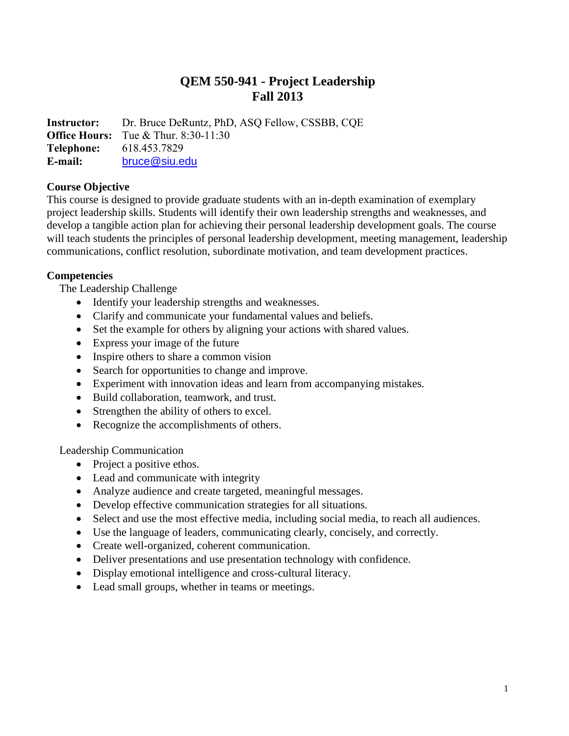# QEM 550-941 - Project Leadership
# Fall 2013

**Instructor:** Dr. Bruce DeRuntz, PhD, ASQ Fellow, CSSBB, CQE
**Office Hours:** Tue & Thur. 8:30-11:30
**Telephone:** 618.453.7829
**E-mail:** bruce@siu.edu

## Course Objective

This course is designed to provide graduate students with an in-depth examination of exemplary project leadership skills. Students will identify their own leadership strengths and weaknesses, and develop a tangible action plan for achieving their personal leadership development goals. The course will teach students the principles of personal leadership development, meeting management, leadership communications, conflict resolution, subordinate motivation, and team development practices.

## Competencies

The Leadership Challenge

- Identify your leadership strengths and weaknesses.
- Clarify and communicate your fundamental values and beliefs.
- Set the example for others by aligning your actions with shared values.
- Express your image of the future
- Inspire others to share a common vision
- Search for opportunities to change and improve.
- Experiment with innovation ideas and learn from accompanying mistakes.
- Build collaboration, teamwork, and trust.
- Strengthen the ability of others to excel.
- Recognize the accomplishments of others.

Leadership Communication

- Project a positive ethos.
- Lead and communicate with integrity
- Analyze audience and create targeted, meaningful messages.
- Develop effective communication strategies for all situations.
- Select and use the most effective media, including social media, to reach all audiences.
- Use the language of leaders, communicating clearly, concisely, and correctly.
- Create well-organized, coherent communication.
- Deliver presentations and use presentation technology with confidence.
- Display emotional intelligence and cross-cultural literacy.
- Lead small groups, whether in teams or meetings.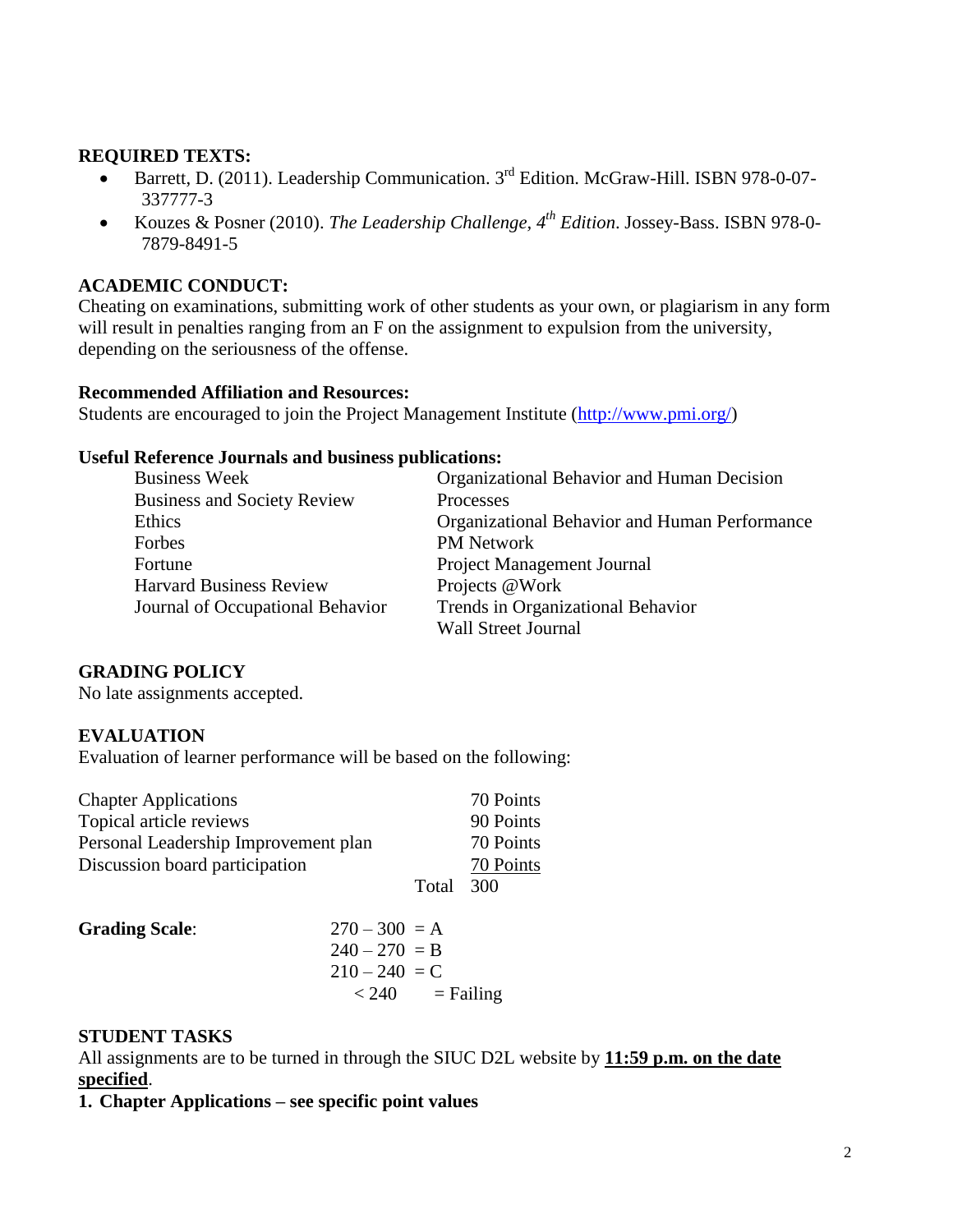**REQUIRED TEXTS:**

- Barrett, D. (2011). Leadership Communication. 3rd Edition. McGraw-Hill. ISBN 978-0-07-337777-3
- Kouzes & Posner (2010). *The Leadership Challenge, 4th Edition*. Jossey-Bass. ISBN 978-0-7879-8491-5

**ACADEMIC CONDUCT:**

Cheating on examinations, submitting work of other students as your own, or plagiarism in any form will result in penalties ranging from an F on the assignment to expulsion from the university, depending on the seriousness of the offense.

**Recommended Affiliation and Resources:**

Students are encouraged to join the Project Management Institute (http://www.pmi.org/)

**Useful Reference Journals and business publications:**

- Business Week
- Business and Society Review
- Ethics
- Forbes
- Fortune
- Harvard Business Review
- Journal of Occupational Behavior
- Organizational Behavior and Human Decision Processes
- Organizational Behavior and Human Performance
- PM Network
- Project Management Journal
- Projects @Work
- Trends in Organizational Behavior
- Wall Street Journal

**GRADING POLICY**

No late assignments accepted.

**EVALUATION**

Evaluation of learner performance will be based on the following:

| | |
|---|---|
| Chapter Applications | 70 Points |
| Topical article reviews | 90 Points |
| Personal Leadership Improvement plan | 70 Points |
| Discussion board participation | 70 Points |
| Total | 300 |

**Grading Scale**:

| | |
|---|---|
| 270 – 300 | = A |
| 240 – 270 | = B |
| 210 – 240 | = C |
| < 240 | = Failing |

**STUDENT TASKS**

All assignments are to be turned in through the SIUC D2L website by **11:59 p.m. on the date specified**.

**1. Chapter Applications – see specific point values**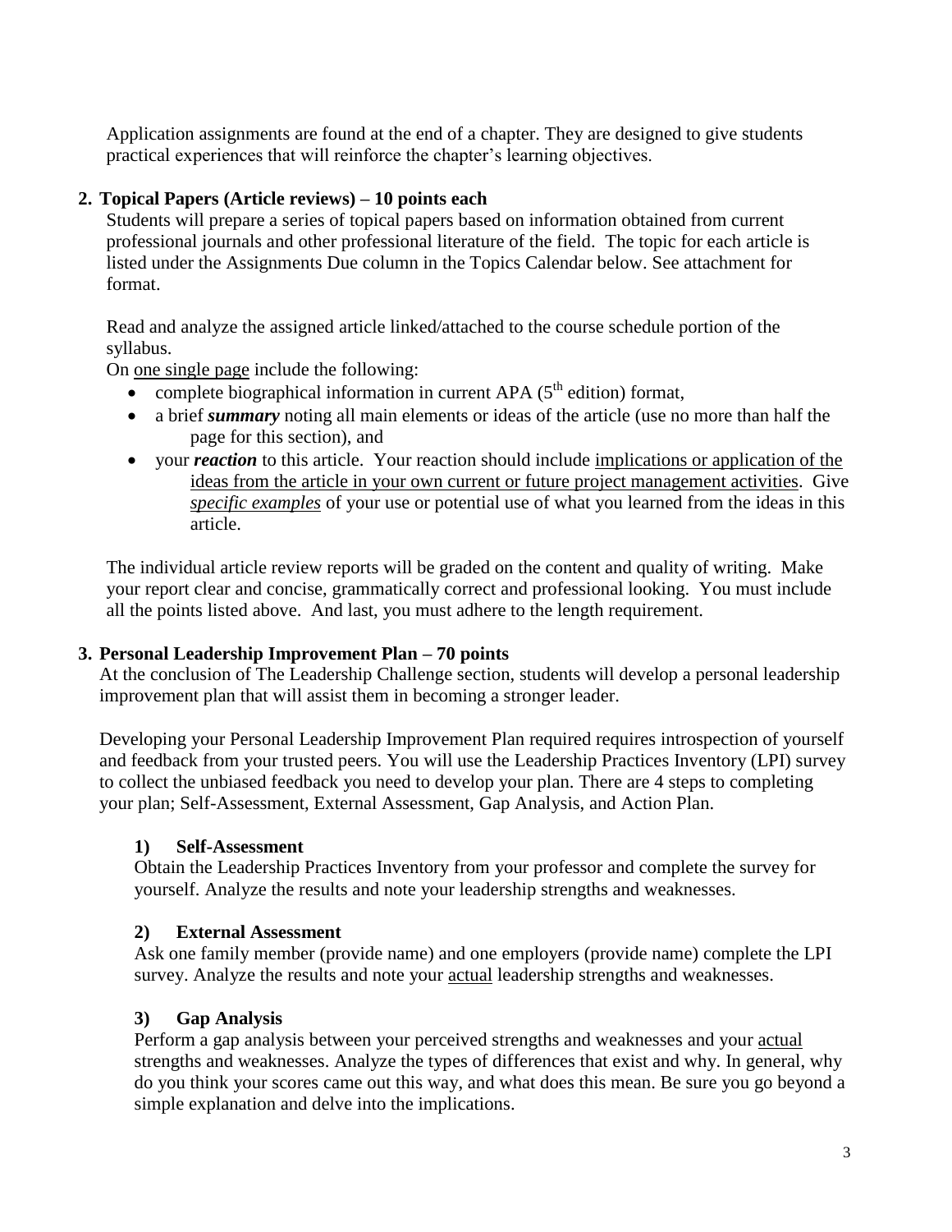Application assignments are found at the end of a chapter. They are designed to give students practical experiences that will reinforce the chapter's learning objectives.

## 2. Topical Papers (Article reviews) – 10 points each

Students will prepare a series of topical papers based on information obtained from current professional journals and other professional literature of the field. The topic for each article is listed under the Assignments Due column in the Topics Calendar below. See attachment for format.

Read and analyze the assigned article linked/attached to the course schedule portion of the syllabus.

On <u>one single page</u> include the following:

- complete biographical information in current APA (5th edition) format,
- a brief ***summary*** noting all main elements or ideas of the article (use no more than half the page for this section), and
- your ***reaction*** to this article. Your reaction should include <u>implications or application of the ideas from the article in your own current or future project management activities</u>. Give <u>*specific examples*</u> of your use or potential use of what you learned from the ideas in this article.

The individual article review reports will be graded on the content and quality of writing. Make your report clear and concise, grammatically correct and professional looking. You must include all the points listed above. And last, you must adhere to the length requirement.

## 3. Personal Leadership Improvement Plan – 70 points

At the conclusion of The Leadership Challenge section, students will develop a personal leadership improvement plan that will assist them in becoming a stronger leader.

Developing your Personal Leadership Improvement Plan required requires introspection of yourself and feedback from your trusted peers. You will use the Leadership Practices Inventory (LPI) survey to collect the unbiased feedback you need to develop your plan. There are 4 steps to completing your plan; Self-Assessment, External Assessment, Gap Analysis, and Action Plan.

### 1) Self-Assessment

Obtain the Leadership Practices Inventory from your professor and complete the survey for yourself. Analyze the results and note your leadership strengths and weaknesses.

### 2) External Assessment

Ask one family member (provide name) and one employers (provide name) complete the LPI survey. Analyze the results and note your <u>actual</u> leadership strengths and weaknesses.

### 3) Gap Analysis

Perform a gap analysis between your perceived strengths and weaknesses and your <u>actual</u> strengths and weaknesses. Analyze the types of differences that exist and why. In general, why do you think your scores came out this way, and what does this mean. Be sure you go beyond a simple explanation and delve into the implications.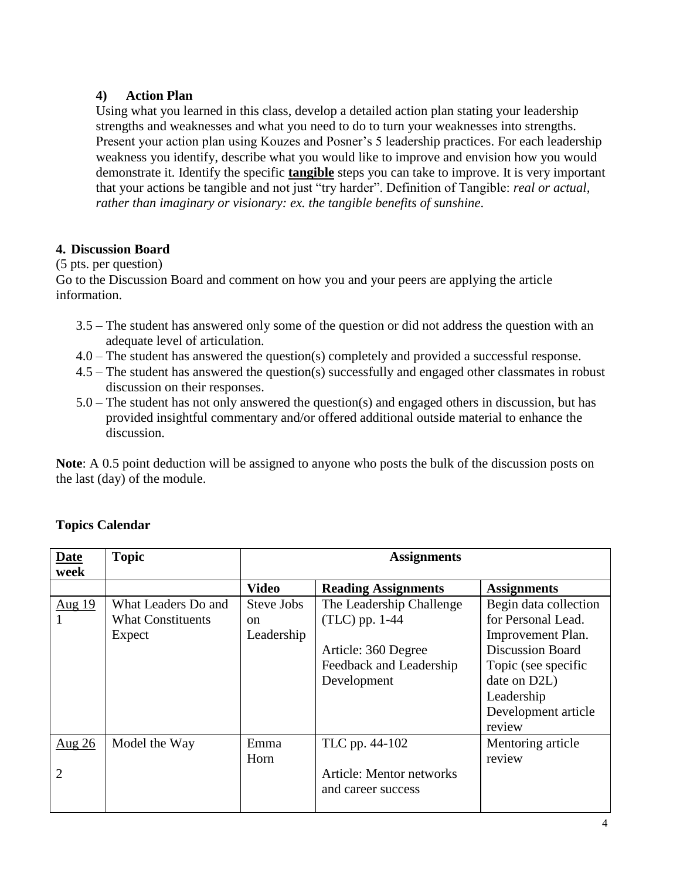### 4) Action Plan

Using what you learned in this class, develop a detailed action plan stating your leadership strengths and weaknesses and what you need to do to turn your weaknesses into strengths. Present your action plan using Kouzes and Posner's 5 leadership practices. For each leadership weakness you identify, describe what you would like to improve and envision how you would demonstrate it. Identify the specific **tangible** steps you can take to improve. It is very important that your actions be tangible and not just "try harder". Definition of Tangible: *real or actual, rather than imaginary or visionary: ex. the tangible benefits of sunshine.*

## 4. Discussion Board

(5 pts. per question)

Go to the Discussion Board and comment on how you and your peers are applying the article information.

- 3.5 – The student has answered only some of the question or did not address the question with an adequate level of articulation.
- 4.0 – The student has answered the question(s) completely and provided a successful response.
- 4.5 – The student has answered the question(s) successfully and engaged other classmates in robust discussion on their responses.
- 5.0 – The student has not only answered the question(s) and engaged others in discussion, but has provided insightful commentary and/or offered additional outside material to enhance the discussion.

**Note**: A 0.5 point deduction will be assigned to anyone who posts the bulk of the discussion posts on the last (day) of the module.

## Topics Calendar

| Date week | Topic | Assignments | | |
|---|---|---|---|---|
| | | **Video** | **Reading Assignments** | **Assignments** |
| Aug 19<br>1 | What Leaders Do and What Constituents Expect | Steve Jobs on Leadership | The Leadership Challenge (TLC) pp. 1-44<br><br>Article: 360 Degree Feedback and Leadership Development | Begin data collection for Personal Lead. Improvement Plan. Discussion Board Topic (see specific date on D2L) Leadership Development article review |
| Aug 26<br><br>2 | Model the Way | Emma Horn | TLC pp. 44-102<br><br>Article: Mentor networks and career success | Mentoring article review |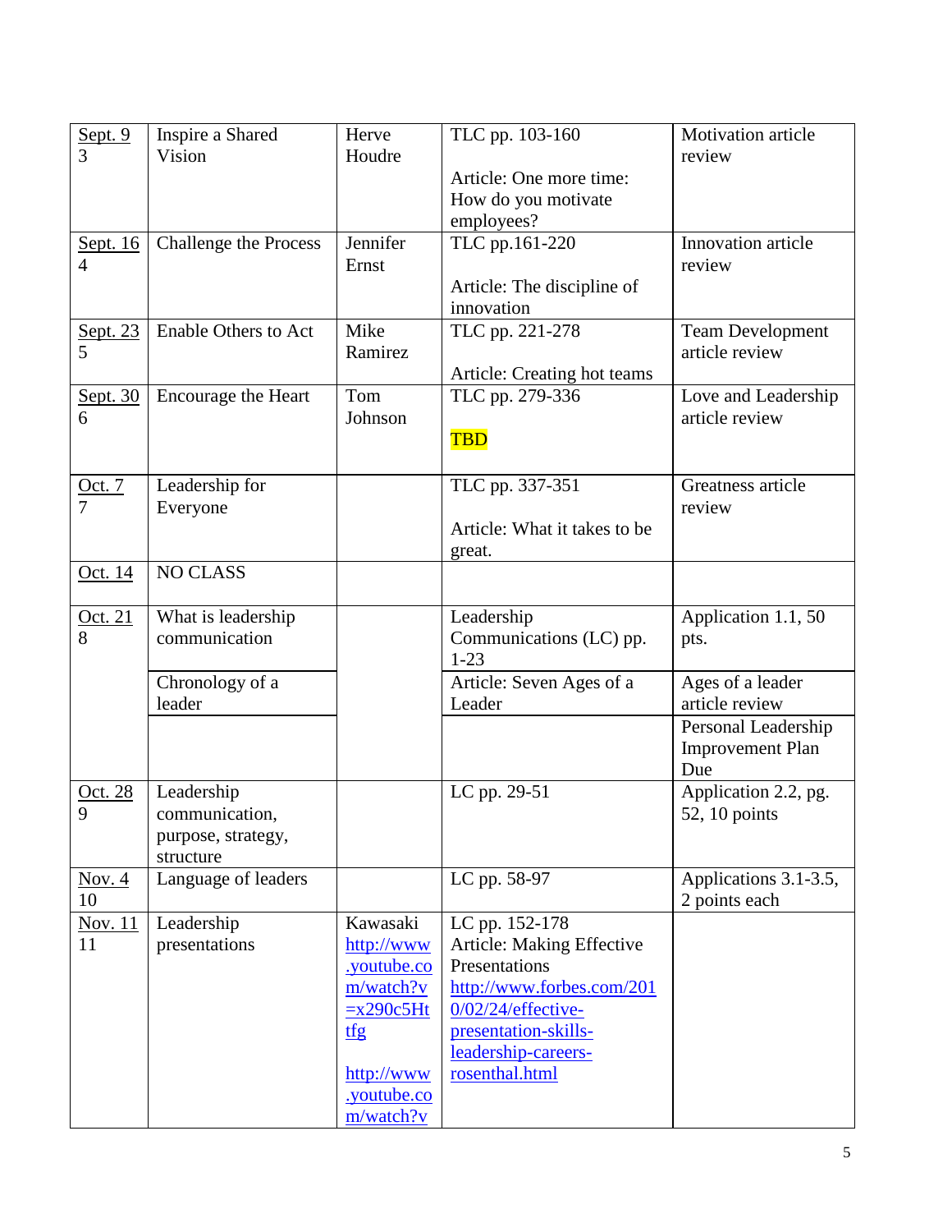| Sept. 9<br>3 | Inspire a Shared Vision | Herve Houdre | TLC pp. 103-160<br><br>Article: One more time: How do you motivate employees? | Motivation article review |
|---|---|---|---|---|
| Sept. 16<br>4 | Challenge the Process | Jennifer Ernst | TLC pp.161-220<br><br>Article: The discipline of innovation | Innovation article review |
| Sept. 23<br>5 | Enable Others to Act | Mike Ramirez | TLC pp. 221-278<br><br>Article: Creating hot teams | Team Development article review |
| Sept. 30<br>6 | Encourage the Heart | Tom Johnson | TLC pp. 279-336<br><br>TBD | Love and Leadership article review |
| Oct. 7<br>7 | Leadership for Everyone | | TLC pp. 337-351<br><br>Article: What it takes to be great. | Greatness article review |
| Oct. 14 | NO CLASS | | | |
| Oct. 21<br>8 | What is leadership communication | | Leadership Communications (LC) pp. 1-23 | Application 1.1, 50 pts. |
| | Chronology of a leader | | Article: Seven Ages of a Leader | Ages of a leader article review |
| | | | | Personal Leadership Improvement Plan Due |
| Oct. 28<br>9 | Leadership communication, purpose, strategy, structure | | LC pp. 29-51 | Application 2.2, pg. 52, 10 points |
| Nov. 4<br>10 | Language of leaders | | LC pp. 58-97 | Applications 3.1-3.5, 2 points each |
| Nov. 11<br>11 | Leadership presentations | Kawasaki<br>http://www.youtube.com/watch?v=x290c5Httfg<br><br>http://www.youtube.com/watch?v | LC pp. 152-178<br>Article: Making Effective Presentations<br>http://www.forbes.com/2010/02/24/effective-presentation-skills-leadership-careers-rosenthal.html | |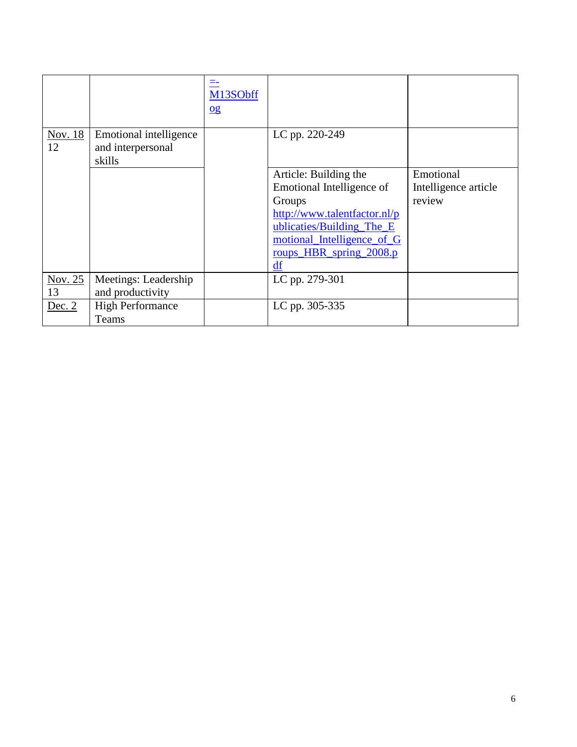| | | | | |
|---|---|---|---|---|
| | | =-M13SObffog | | |
| Nov. 18 12 | Emotional intelligence and interpersonal skills | | LC pp. 220-249 | |
| | | | Article: Building the Emotional Intelligence of Groups http://www.talentfactor.nl/publicaties/Building_The_Emotional_Intelligence_of_Groups_HBR_spring_2008.pdf | Emotional Intelligence article review |
| Nov. 25 13 | Meetings: Leadership and productivity | | LC pp. 279-301 | |
| Dec. 2 | High Performance Teams | | LC pp. 305-335 | |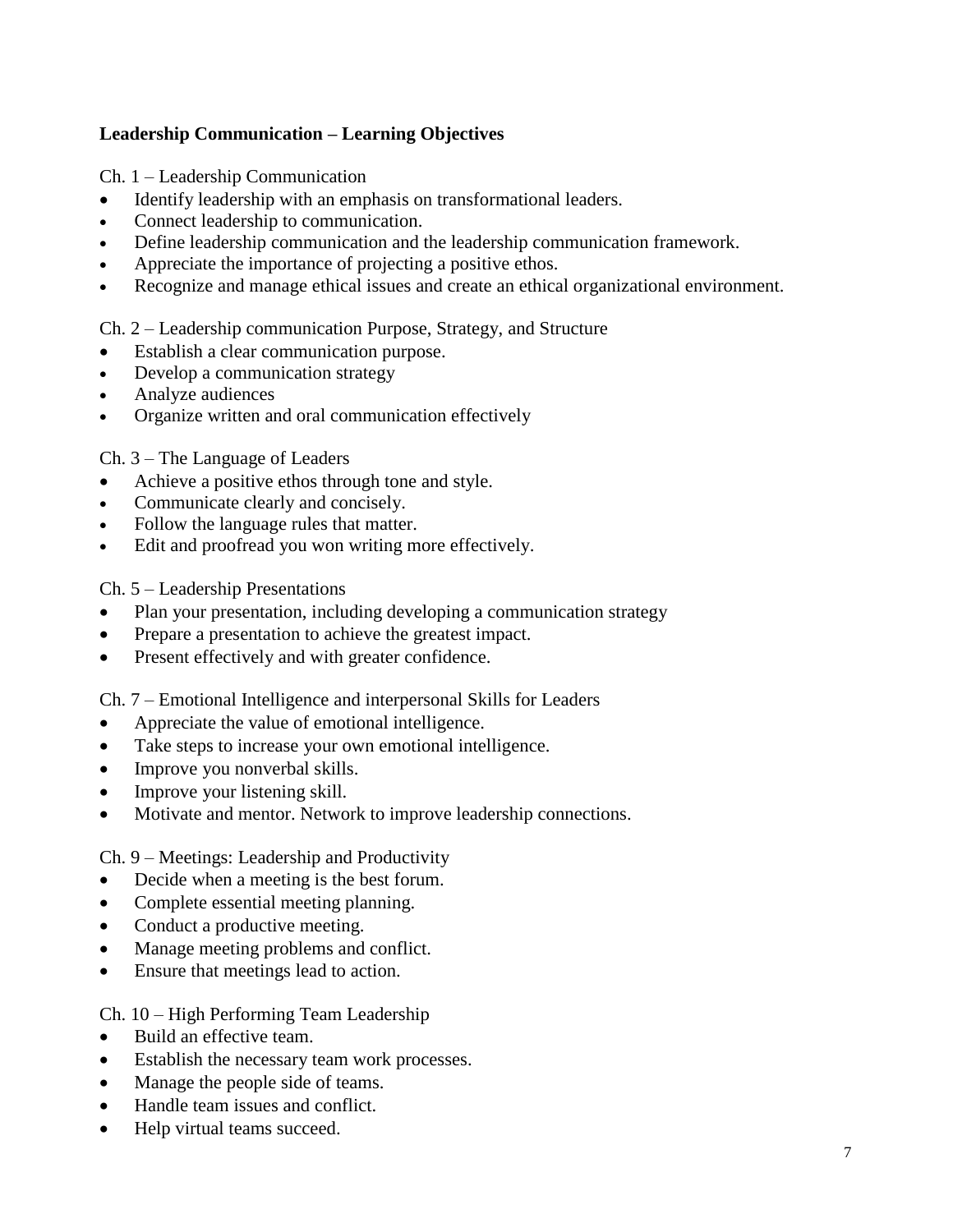**Leadership Communication – Learning Objectives**

Ch. 1 – Leadership Communication

- Identify leadership with an emphasis on transformational leaders.
- Connect leadership to communication.
- Define leadership communication and the leadership communication framework.
- Appreciate the importance of projecting a positive ethos.
- Recognize and manage ethical issues and create an ethical organizational environment.

Ch. 2 – Leadership communication Purpose, Strategy, and Structure

- Establish a clear communication purpose.
- Develop a communication strategy
- Analyze audiences
- Organize written and oral communication effectively

Ch. 3 – The Language of Leaders

- Achieve a positive ethos through tone and style.
- Communicate clearly and concisely.
- Follow the language rules that matter.
- Edit and proofread you won writing more effectively.

Ch. 5 – Leadership Presentations

- Plan your presentation, including developing a communication strategy
- Prepare a presentation to achieve the greatest impact.
- Present effectively and with greater confidence.

Ch. 7 – Emotional Intelligence and interpersonal Skills for Leaders

- Appreciate the value of emotional intelligence.
- Take steps to increase your own emotional intelligence.
- Improve you nonverbal skills.
- Improve your listening skill.
- Motivate and mentor. Network to improve leadership connections.

Ch. 9 – Meetings: Leadership and Productivity

- Decide when a meeting is the best forum.
- Complete essential meeting planning.
- Conduct a productive meeting.
- Manage meeting problems and conflict.
- Ensure that meetings lead to action.

Ch. 10 – High Performing Team Leadership

- Build an effective team.
- Establish the necessary team work processes.
- Manage the people side of teams.
- Handle team issues and conflict.
- Help virtual teams succeed.